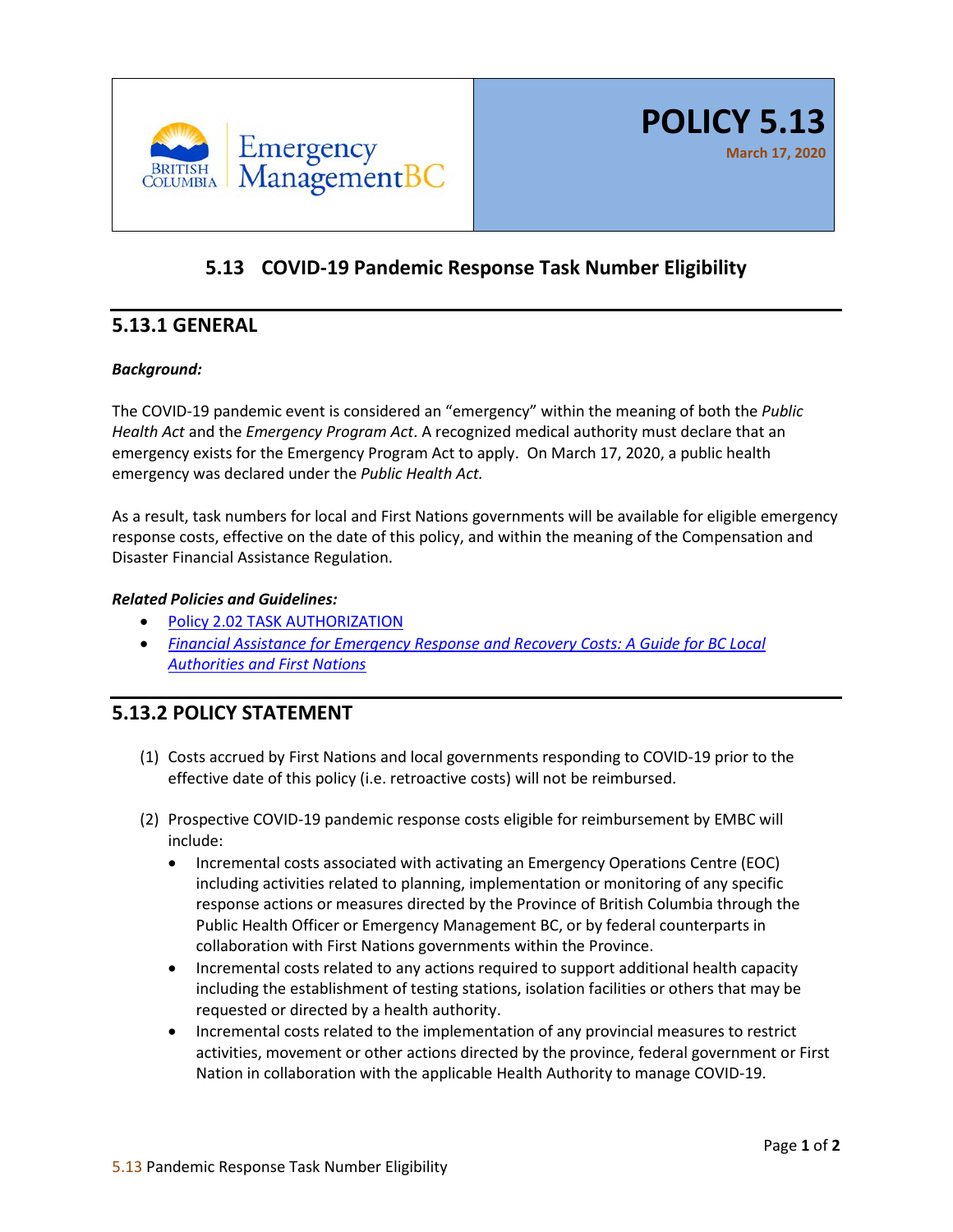**POLICY 5.13**

March 17, 2020

# 5.13 COVID-19 Pandemic Response Task Number Eligibility

## 5.13.1 GENERAL

***Background:***

The COVID-19 pandemic event is considered an "emergency" within the meaning of both the *Public Health Act* and the *Emergency Program Act*. A recognized medical authority must declare that an emergency exists for the Emergency Program Act to apply. On March 17, 2020, a public health emergency was declared under the *Public Health Act.*

As a result, task numbers for local and First Nations governments will be available for eligible emergency response costs, effective on the date of this policy, and within the meaning of the Compensation and Disaster Financial Assistance Regulation.

***Related Policies and Guidelines:***

- Policy 2.02 TASK AUTHORIZATION
- *Financial Assistance for Emergency Response and Recovery Costs: A Guide for BC Local Authorities and First Nations*

## 5.13.2 POLICY STATEMENT

(1) Costs accrued by First Nations and local governments responding to COVID-19 prior to the effective date of this policy (i.e. retroactive costs) will not be reimbursed.

(2) Prospective COVID-19 pandemic response costs eligible for reimbursement by EMBC will include:
   - Incremental costs associated with activating an Emergency Operations Centre (EOC) including activities related to planning, implementation or monitoring of any specific response actions or measures directed by the Province of British Columbia through the Public Health Officer or Emergency Management BC, or by federal counterparts in collaboration with First Nations governments within the Province.
   - Incremental costs related to any actions required to support additional health capacity including the establishment of testing stations, isolation facilities or others that may be requested or directed by a health authority.
   - Incremental costs related to the implementation of any provincial measures to restrict activities, movement or other actions directed by the province, federal government or First Nation in collaboration with the applicable Health Authority to manage COVID-19.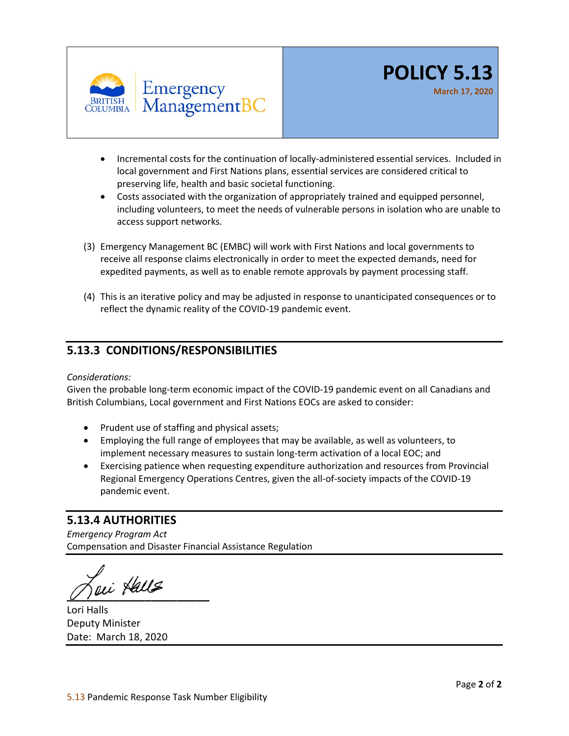- Incremental costs for the continuation of locally-administered essential services. Included in local government and First Nations plans, essential services are considered critical to preserving life, health and basic societal functioning.
- Costs associated with the organization of appropriately trained and equipped personnel, including volunteers, to meet the needs of vulnerable persons in isolation who are unable to access support networks.

(3) Emergency Management BC (EMBC) will work with First Nations and local governments to receive all response claims electronically in order to meet the expected demands, need for expedited payments, as well as to enable remote approvals by payment processing staff.

(4) This is an iterative policy and may be adjusted in response to unanticipated consequences or to reflect the dynamic reality of the COVID-19 pandemic event.

## 5.13.3 CONDITIONS/RESPONSIBILITIES

*Considerations:*

Given the probable long-term economic impact of the COVID-19 pandemic event on all Canadians and British Columbians, Local government and First Nations EOCs are asked to consider:

- Prudent use of staffing and physical assets;
- Employing the full range of employees that may be available, as well as volunteers, to implement necessary measures to sustain long-term activation of a local EOC; and
- Exercising patience when requesting expenditure authorization and resources from Provincial Regional Emergency Operations Centres, given the all-of-society impacts of the COVID-19 pandemic event.

## 5.13.4 AUTHORITIES

*Emergency Program Act*

Compensation and Disaster Financial Assistance Regulation

Lori Halls

Deputy Minister

Date: March 18, 2020